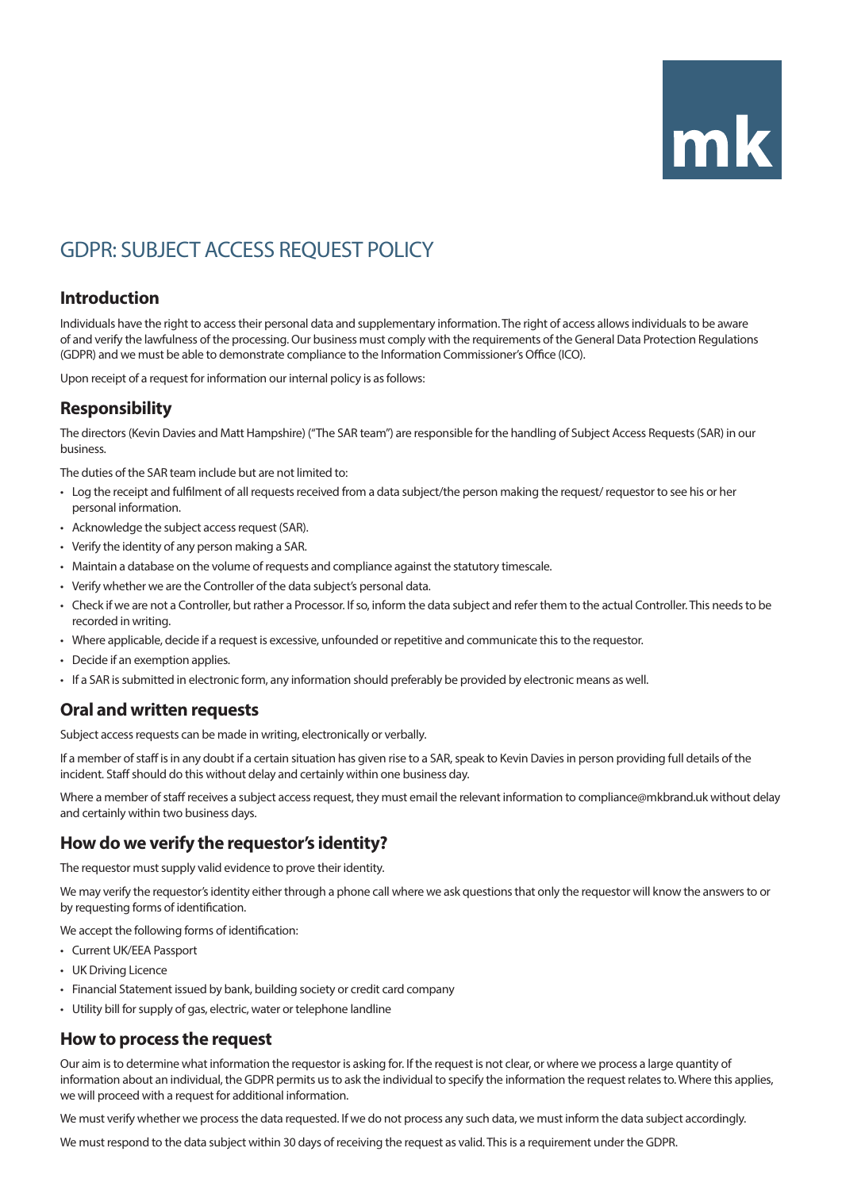mk

# GDPR: SUBJECT ACCESS REQUEST POLICY

## Introduction

Individuals have the right to access their personal data and supplementary information. The right of access allows individuals to be aware of and verify the lawfulness of the processing. Our business must comply with the requirements of the General Data Protection Regulations (GDPR) and we must be able to demonstrate compliance to the Information Commissioner's Office (ICO).

Upon receipt of a request for information our internal policy is as follows:

## Responsibility

The directors (Kevin Davies and Matt Hampshire) ("The SAR team") are responsible for the handling of Subject Access Requests (SAR) in our business.

The duties of the SAR team include but are not limited to:

- Log the receipt and fulfilment of all requests received from a data subject/the person making the request/ requestor to see his or her personal information.
- Acknowledge the subject access request (SAR).
- Verify the identity of any person making a SAR.
- Maintain a database on the volume of requests and compliance against the statutory timescale.
- Verify whether we are the Controller of the data subject's personal data.
- Check if we are not a Controller, but rather a Processor. If so, inform the data subject and refer them to the actual Controller. This needs to be recorded in writing.
- Where applicable, decide if a request is excessive, unfounded or repetitive and communicate this to the requestor.
- Decide if an exemption applies.
- If a SAR is submitted in electronic form, any information should preferably be provided by electronic means as well.

## Oral and written requests

Subject access requests can be made in writing, electronically or verbally.

If a member of staff is in any doubt if a certain situation has given rise to a SAR, speak to Kevin Davies in person providing full details of the incident. Staff should do this without delay and certainly within one business day.

Where a member of staff receives a subject access request, they must email the relevant information to compliance@mkbrand.uk without delay and certainly within two business days.

## How do we verify the requestor's identity?

The requestor must supply valid evidence to prove their identity.

We may verify the requestor's identity either through a phone call where we ask questions that only the requestor will know the answers to or by requesting forms of identification.

We accept the following forms of identification:

- Current UK/EEA Passport
- UK Driving Licence
- Financial Statement issued by bank, building society or credit card company
- Utility bill for supply of gas, electric, water or telephone landline

## How to process the request

Our aim is to determine what information the requestor is asking for. If the request is not clear, or where we process a large quantity of information about an individual, the GDPR permits us to ask the individual to specify the information the request relates to. Where this applies, we will proceed with a request for additional information.

We must verify whether we process the data requested. If we do not process any such data, we must inform the data subject accordingly.

We must respond to the data subject within 30 days of receiving the request as valid. This is a requirement under the GDPR.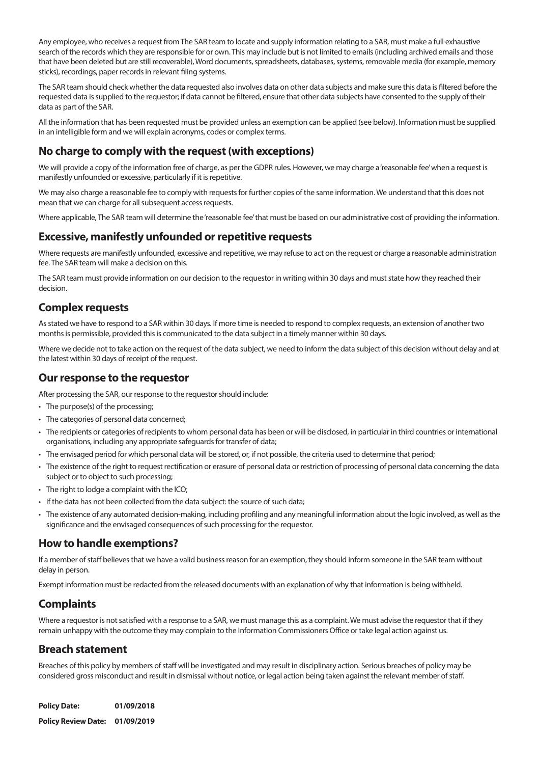Any employee, who receives a request from The SAR team to locate and supply information relating to a SAR, must make a full exhaustive search of the records which they are responsible for or own. This may include but is not limited to emails (including archived emails and those that have been deleted but are still recoverable), Word documents, spreadsheets, databases, systems, removable media (for example, memory sticks), recordings, paper records in relevant filing systems.

The SAR team should check whether the data requested also involves data on other data subjects and make sure this data is filtered before the requested data is supplied to the requestor; if data cannot be filtered, ensure that other data subjects have consented to the supply of their data as part of the SAR.

All the information that has been requested must be provided unless an exemption can be applied (see below). Information must be supplied in an intelligible form and we will explain acronyms, codes or complex terms.

## No charge to comply with the request (with exceptions)

We will provide a copy of the information free of charge, as per the GDPR rules. However, we may charge a 'reasonable fee' when a request is manifestly unfounded or excessive, particularly if it is repetitive.

We may also charge a reasonable fee to comply with requests for further copies of the same information. We understand that this does not mean that we can charge for all subsequent access requests.

Where applicable, The SAR team will determine the 'reasonable fee' that must be based on our administrative cost of providing the information.

## Excessive, manifestly unfounded or repetitive requests

Where requests are manifestly unfounded, excessive and repetitive, we may refuse to act on the request or charge a reasonable administration fee. The SAR team will make a decision on this.

The SAR team must provide information on our decision to the requestor in writing within 30 days and must state how they reached their decision.

## Complex requests

As stated we have to respond to a SAR within 30 days. If more time is needed to respond to complex requests, an extension of another two months is permissible, provided this is communicated to the data subject in a timely manner within 30 days.

Where we decide not to take action on the request of the data subject, we need to inform the data subject of this decision without delay and at the latest within 30 days of receipt of the request.

## Our response to the requestor

After processing the SAR, our response to the requestor should include:

- The purpose(s) of the processing;
- The categories of personal data concerned;
- The recipients or categories of recipients to whom personal data has been or will be disclosed, in particular in third countries or international organisations, including any appropriate safeguards for transfer of data;
- The envisaged period for which personal data will be stored, or, if not possible, the criteria used to determine that period;
- The existence of the right to request rectification or erasure of personal data or restriction of processing of personal data concerning the data subject or to object to such processing;
- The right to lodge a complaint with the ICO;
- If the data has not been collected from the data subject: the source of such data;
- The existence of any automated decision-making, including profiling and any meaningful information about the logic involved, as well as the significance and the envisaged consequences of such processing for the requestor.

## How to handle exemptions?

If a member of staff believes that we have a valid business reason for an exemption, they should inform someone in the SAR team without delay in person.

Exempt information must be redacted from the released documents with an explanation of why that information is being withheld.

## Complaints

Where a requestor is not satisfied with a response to a SAR, we must manage this as a complaint. We must advise the requestor that if they remain unhappy with the outcome they may complain to the Information Commissioners Office or take legal action against us.

## Breach statement

Breaches of this policy by members of staff will be investigated and may result in disciplinary action. Serious breaches of policy may be considered gross misconduct and result in dismissal without notice, or legal action being taken against the relevant member of staff.

**Policy Date:** 01/09/2018

**Policy Review Date:** 01/09/2019